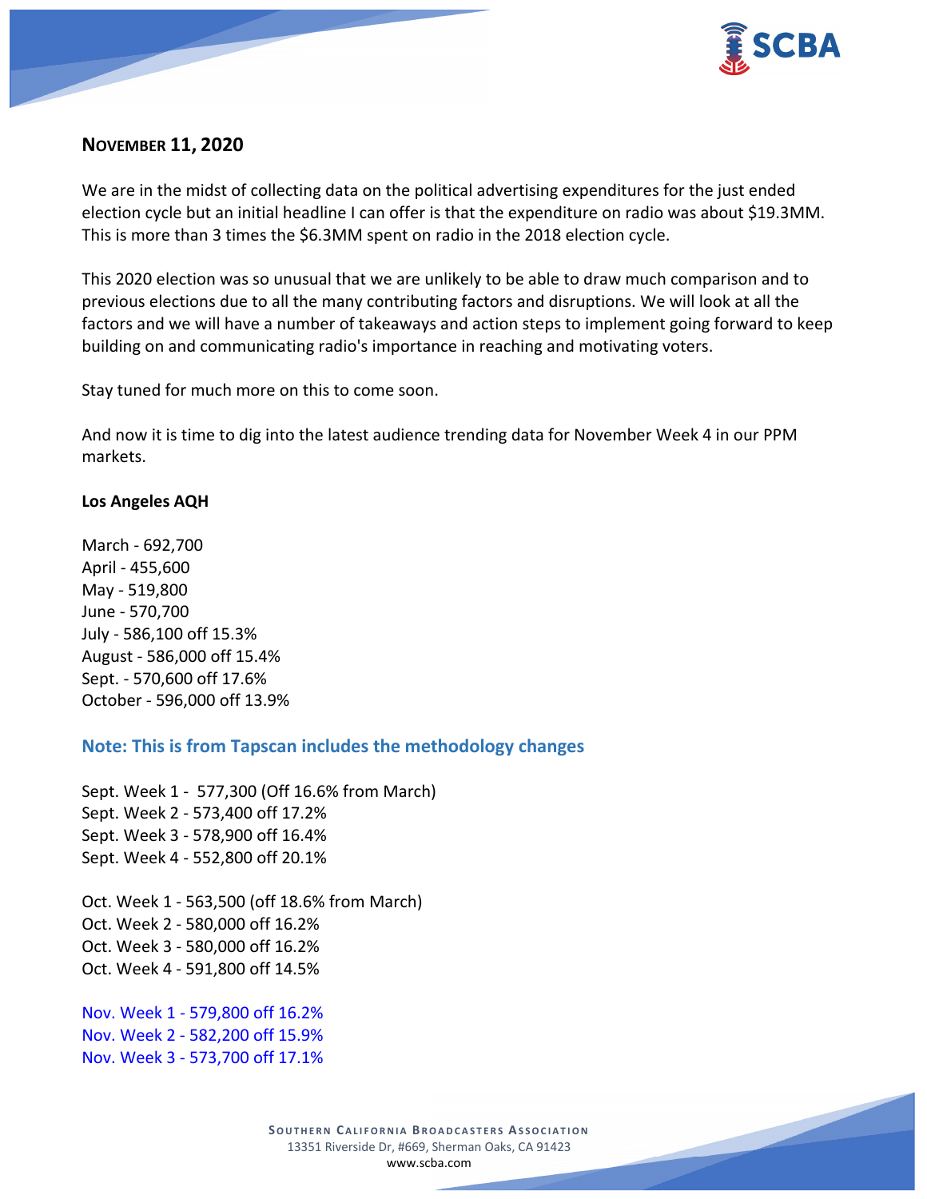## November 11, 2020

We are in the midst of collecting data on the political advertising expenditures for the just ended election cycle but an initial headline I can offer is that the expenditure on radio was about $19.3MM. This is more than 3 times the $6.3MM spent on radio in the 2018 election cycle.

This 2020 election was so unusual that we are unlikely to be able to draw much comparison and to previous elections due to all the many contributing factors and disruptions. We will look at all the factors and we will have a number of takeaways and action steps to implement going forward to keep building on and communicating radio's importance in reaching and motivating voters.

Stay tuned for much more on this to come soon.

And now it is time to dig into the latest audience trending data for November Week 4 in our PPM markets.

**Los Angeles AQH**

March - 692,700
April - 455,600
May - 519,800
June - 570,700
July - 586,100 off 15.3%
August - 586,000 off 15.4%
Sept. - 570,600 off 17.6%
October - 596,000 off 13.9%

### Note: This is from Tapscan includes the methodology changes

Sept. Week 1 - 577,300 (Off 16.6% from March)
Sept. Week 2 - 573,400 off 17.2%
Sept. Week 3 - 578,900 off 16.4%
Sept. Week 4 - 552,800 off 20.1%

Oct. Week 1 - 563,500 (off 18.6% from March)
Oct. Week 2 - 580,000 off 16.2%
Oct. Week 3 - 580,000 off 16.2%
Oct. Week 4 - 591,800 off 14.5%

Nov. Week 1 - 579,800 off 16.2%
Nov. Week 2 - 582,200 off 15.9%
Nov. Week 3 - 573,700 off 17.1%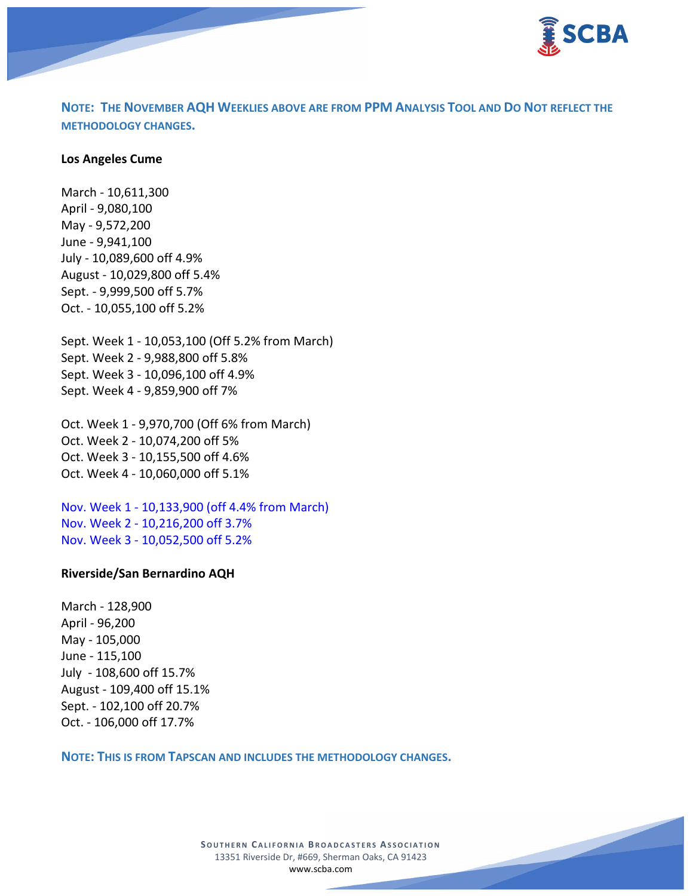**NOTE: THE NOVEMBER AQH WEEKLIES ABOVE ARE FROM PPM ANALYSIS TOOL AND DO NOT REFLECT THE METHODOLOGY CHANGES.**

**Los Angeles Cume**

March - 10,611,300
April - 9,080,100
May - 9,572,200
June - 9,941,100
July - 10,089,600 off 4.9%
August - 10,029,800 off 5.4%
Sept. - 9,999,500 off 5.7%
Oct. - 10,055,100 off 5.2%

Sept. Week 1 - 10,053,100 (Off 5.2% from March)
Sept. Week 2 - 9,988,800 off 5.8%
Sept. Week 3 - 10,096,100 off 4.9%
Sept. Week 4 - 9,859,900 off 7%

Oct. Week 1 - 9,970,700 (Off 6% from March)
Oct. Week 2 - 10,074,200 off 5%
Oct. Week 3 - 10,155,500 off 4.6%
Oct. Week 4 - 10,060,000 off 5.1%

Nov. Week 1 - 10,133,900 (off 4.4% from March)
Nov. Week 2 - 10,216,200 off 3.7%
Nov. Week 3 - 10,052,500 off 5.2%

**Riverside/San Bernardino AQH**

March - 128,900
April - 96,200
May - 105,000
June - 115,100
July - 108,600 off 15.7%
August - 109,400 off 15.1%
Sept. - 102,100 off 20.7%
Oct. - 106,000 off 17.7%

**NOTE: THIS IS FROM TAPSCAN AND INCLUDES THE METHODOLOGY CHANGES.**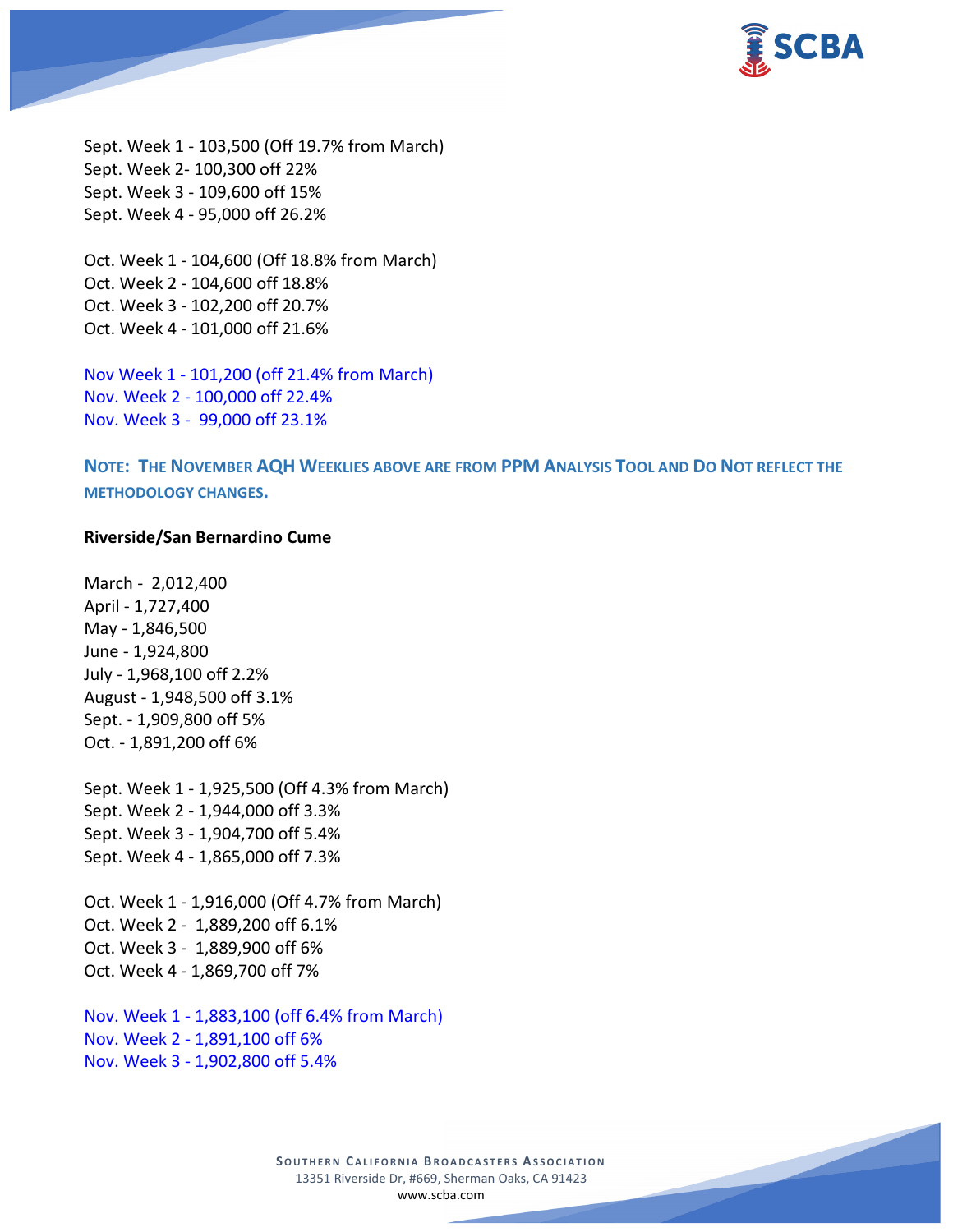Sept. Week 1 - 103,500 (Off 19.7% from March)
Sept. Week 2- 100,300 off 22%
Sept. Week 3 - 109,600 off 15%
Sept. Week 4 - 95,000 off 26.2%

Oct. Week 1 - 104,600 (Off 18.8% from March)
Oct. Week 2 - 104,600 off 18.8%
Oct. Week 3 - 102,200 off 20.7%
Oct. Week 4 - 101,000 off 21.6%

Nov Week 1 - 101,200 (off 21.4% from March)
Nov. Week 2 - 100,000 off 22.4%
Nov. Week 3 - 99,000 off 23.1%

**NOTE: THE NOVEMBER AQH WEEKLIES ABOVE ARE FROM PPM ANALYSIS TOOL AND DO NOT REFLECT THE METHODOLOGY CHANGES.**

**Riverside/San Bernardino Cume**

March - 2,012,400
April - 1,727,400
May - 1,846,500
June - 1,924,800
July - 1,968,100 off 2.2%
August - 1,948,500 off 3.1%
Sept. - 1,909,800 off 5%
Oct. - 1,891,200 off 6%

Sept. Week 1 - 1,925,500 (Off 4.3% from March)
Sept. Week 2 - 1,944,000 off 3.3%
Sept. Week 3 - 1,904,700 off 5.4%
Sept. Week 4 - 1,865,000 off 7.3%

Oct. Week 1 - 1,916,000 (Off 4.7% from March)
Oct. Week 2 - 1,889,200 off 6.1%
Oct. Week 3 - 1,889,900 off 6%
Oct. Week 4 - 1,869,700 off 7%

Nov. Week 1 - 1,883,100 (off 6.4% from March)
Nov. Week 2 - 1,891,100 off 6%
Nov. Week 3 - 1,902,800 off 5.4%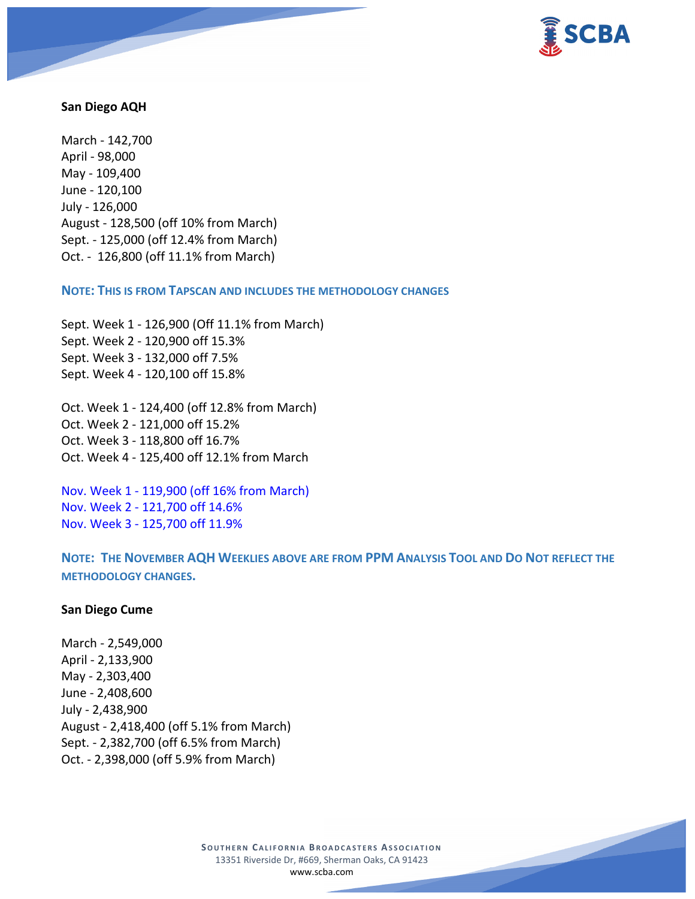**San Diego AQH**

March - 142,700
April - 98,000
May - 109,400
June - 120,100
July - 126,000
August - 128,500 (off 10% from March)
Sept. - 125,000 (off 12.4% from March)
Oct. - 126,800 (off 11.1% from March)

**NOTE: THIS IS FROM TAPSCAN AND INCLUDES THE METHODOLOGY CHANGES**

Sept. Week 1 - 126,900 (Off 11.1% from March)
Sept. Week 2 - 120,900 off 15.3%
Sept. Week 3 - 132,000 off 7.5%
Sept. Week 4 - 120,100 off 15.8%

Oct. Week 1 - 124,400 (off 12.8% from March)
Oct. Week 2 - 121,000 off 15.2%
Oct. Week 3 - 118,800 off 16.7%
Oct. Week 4 - 125,400 off 12.1% from March

Nov. Week 1 - 119,900 (off 16% from March)
Nov. Week 2 - 121,700 off 14.6%
Nov. Week 3 - 125,700 off 11.9%

**NOTE: THE NOVEMBER AQH WEEKLIES ABOVE ARE FROM PPM ANALYSIS TOOL AND DO NOT REFLECT THE METHODOLOGY CHANGES.**

**San Diego Cume**

March - 2,549,000
April - 2,133,900
May - 2,303,400
June - 2,408,600
July - 2,438,900
August - 2,418,400 (off 5.1% from March)
Sept. - 2,382,700 (off 6.5% from March)
Oct. - 2,398,000 (off 5.9% from March)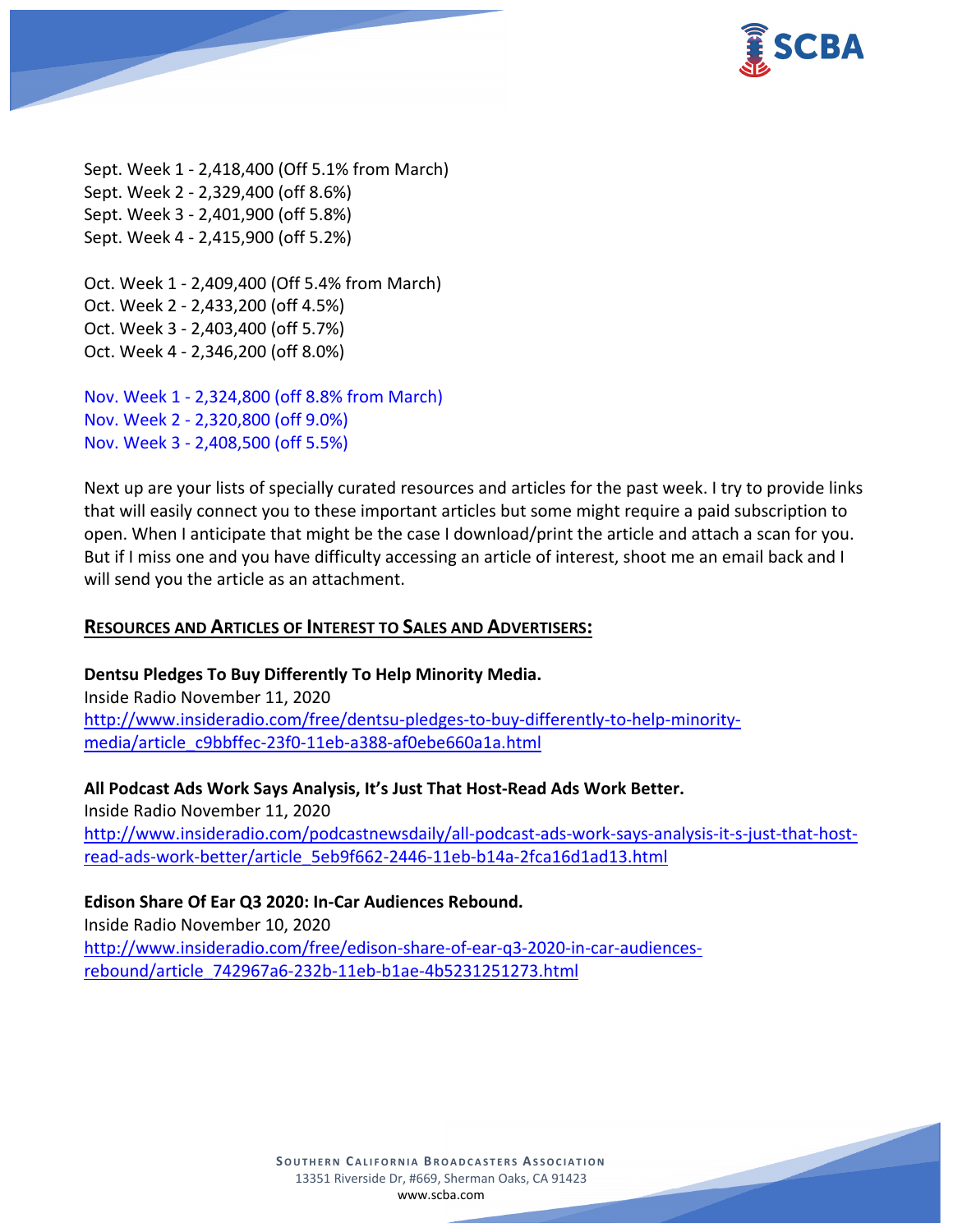Sept. Week 1 - 2,418,400 (Off 5.1% from March)
Sept. Week 2 - 2,329,400 (off 8.6%)
Sept. Week 3 - 2,401,900 (off 5.8%)
Sept. Week 4 - 2,415,900 (off 5.2%)

Oct. Week 1 - 2,409,400 (Off 5.4% from March)
Oct. Week 2 - 2,433,200 (off 4.5%)
Oct. Week 3 - 2,403,400 (off 5.7%)
Oct. Week 4 - 2,346,200 (off 8.0%)

Nov. Week 1 - 2,324,800 (off 8.8% from March)
Nov. Week 2 - 2,320,800 (off 9.0%)
Nov. Week 3 - 2,408,500 (off 5.5%)

Next up are your lists of specially curated resources and articles for the past week. I try to provide links that will easily connect you to these important articles but some might require a paid subscription to open. When I anticipate that might be the case I download/print the article and attach a scan for you. But if I miss one and you have difficulty accessing an article of interest, shoot me an email back and I will send you the article as an attachment.

## RESOURCES AND ARTICLES OF INTEREST TO SALES AND ADVERTISERS:

**Dentsu Pledges To Buy Differently To Help Minority Media.**
Inside Radio November 11, 2020
http://www.insideradio.com/free/dentsu-pledges-to-buy-differently-to-help-minority-media/article_c9bbffec-23f0-11eb-a388-af0ebe660a1a.html

**All Podcast Ads Work Says Analysis, It's Just That Host-Read Ads Work Better.**
Inside Radio November 11, 2020
http://www.insideradio.com/podcastnewsdaily/all-podcast-ads-work-says-analysis-it-s-just-that-host-read-ads-work-better/article_5eb9f662-2446-11eb-b14a-2fca16d1ad13.html

**Edison Share Of Ear Q3 2020: In-Car Audiences Rebound.**
Inside Radio November 10, 2020
http://www.insideradio.com/free/edison-share-of-ear-q3-2020-in-car-audiences-rebound/article_742967a6-232b-11eb-b1ae-4b5231251273.html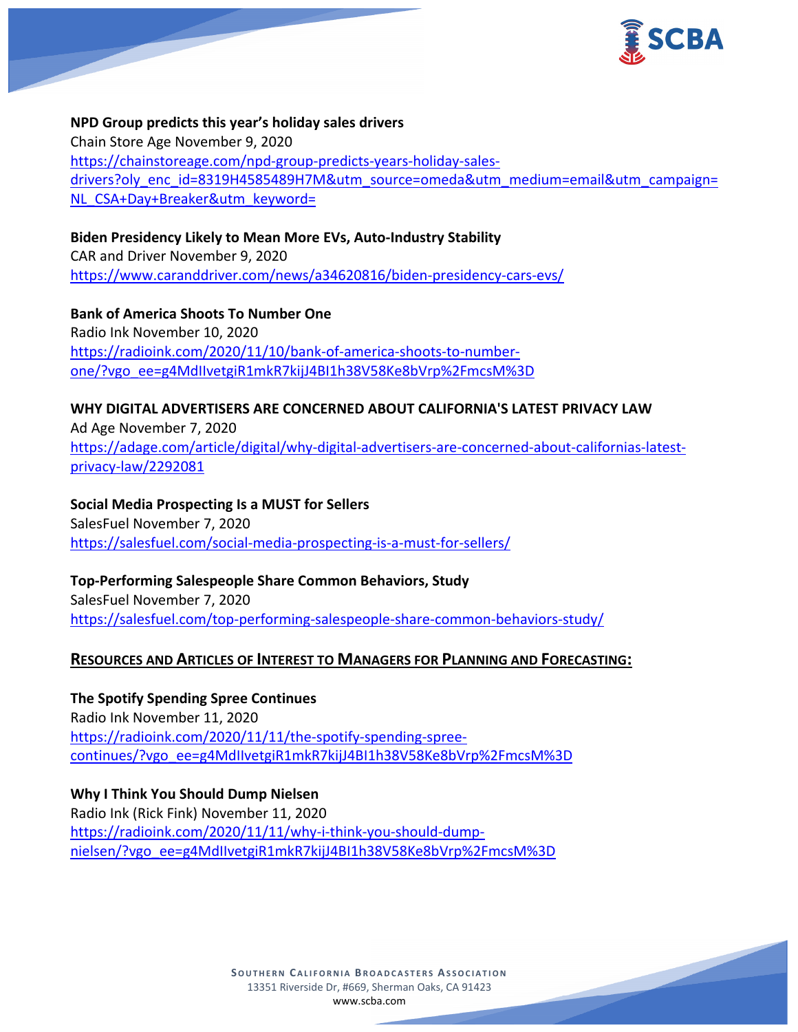**NPD Group predicts this year's holiday sales drivers**
Chain Store Age November 9, 2020
https://chainstoreage.com/npd-group-predicts-years-holiday-sales-drivers?oly_enc_id=8319H4585489H7M&utm_source=omeda&utm_medium=email&utm_campaign=NL_CSA+Day+Breaker&utm_keyword=

**Biden Presidency Likely to Mean More EVs, Auto-Industry Stability**
CAR and Driver November 9, 2020
https://www.caranddriver.com/news/a34620816/biden-presidency-cars-evs/

**Bank of America Shoots To Number One**
Radio Ink November 10, 2020
https://radioink.com/2020/11/10/bank-of-america-shoots-to-number-one/?vgo_ee=g4MdIlvetgiR1mkR7kijJ4BI1h38V58Ke8bVrp%2FmcsM%3D

**WHY DIGITAL ADVERTISERS ARE CONCERNED ABOUT CALIFORNIA'S LATEST PRIVACY LAW**
Ad Age November 7, 2020
https://adage.com/article/digital/why-digital-advertisers-are-concerned-about-californias-latest-privacy-law/2292081

**Social Media Prospecting Is a MUST for Sellers**
SalesFuel November 7, 2020
https://salesfuel.com/social-media-prospecting-is-a-must-for-sellers/

**Top-Performing Salespeople Share Common Behaviors, Study**
SalesFuel November 7, 2020
https://salesfuel.com/top-performing-salespeople-share-common-behaviors-study/

## RESOURCES AND ARTICLES OF INTEREST TO MANAGERS FOR PLANNING AND FORECASTING:

**The Spotify Spending Spree Continues**
Radio Ink November 11, 2020
https://radioink.com/2020/11/11/the-spotify-spending-spree-continues/?vgo_ee=g4MdIlvetgiR1mkR7kijJ4BI1h38V58Ke8bVrp%2FmcsM%3D

**Why I Think You Should Dump Nielsen**
Radio Ink (Rick Fink) November 11, 2020
https://radioink.com/2020/11/11/why-i-think-you-should-dump-nielsen/?vgo_ee=g4MdIlvetgiR1mkR7kijJ4BI1h38V58Ke8bVrp%2FmcsM%3D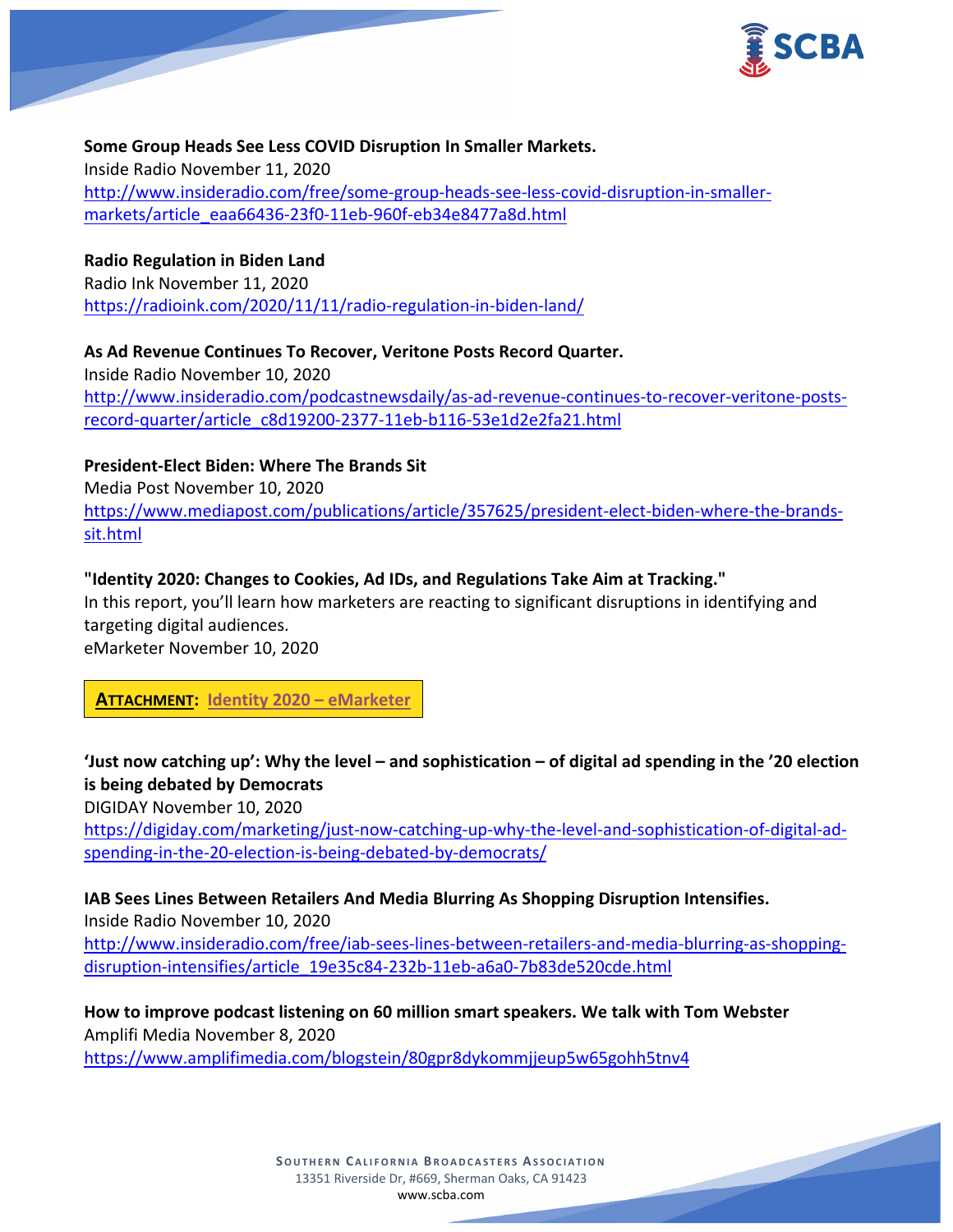**Some Group Heads See Less COVID Disruption In Smaller Markets.**
Inside Radio November 11, 2020
http://www.insideradio.com/free/some-group-heads-see-less-covid-disruption-in-smaller-markets/article_eaa66436-23f0-11eb-960f-eb34e8477a8d.html

**Radio Regulation in Biden Land**
Radio Ink November 11, 2020
https://radioink.com/2020/11/11/radio-regulation-in-biden-land/

**As Ad Revenue Continues To Recover, Veritone Posts Record Quarter.**
Inside Radio November 10, 2020
http://www.insideradio.com/podcastnewsdaily/as-ad-revenue-continues-to-recover-veritone-posts-record-quarter/article_c8d19200-2377-11eb-b116-53e1d2e2fa21.html

**President-Elect Biden: Where The Brands Sit**
Media Post November 10, 2020
https://www.mediapost.com/publications/article/357625/president-elect-biden-where-the-brands-sit.html

**"Identity 2020: Changes to Cookies, Ad IDs, and Regulations Take Aim at Tracking."**
In this report, you'll learn how marketers are reacting to significant disruptions in identifying and targeting digital audiences.
eMarketer November 10, 2020

**ATTACHMENT: Identity 2020 – eMarketer**

**'Just now catching up': Why the level – and sophistication – of digital ad spending in the '20 election is being debated by Democrats**
DIGIDAY November 10, 2020
https://digiday.com/marketing/just-now-catching-up-why-the-level-and-sophistication-of-digital-ad-spending-in-the-20-election-is-being-debated-by-democrats/

**IAB Sees Lines Between Retailers And Media Blurring As Shopping Disruption Intensifies.**
Inside Radio November 10, 2020
http://www.insideradio.com/free/iab-sees-lines-between-retailers-and-media-blurring-as-shopping-disruption-intensifies/article_19e35c84-232b-11eb-a6a0-7b83de520cde.html

**How to improve podcast listening on 60 million smart speakers. We talk with Tom Webster**
Amplifi Media November 8, 2020
https://www.amplifimedia.com/blogstein/80gpr8dykommjjeup5w65gohh5tnv4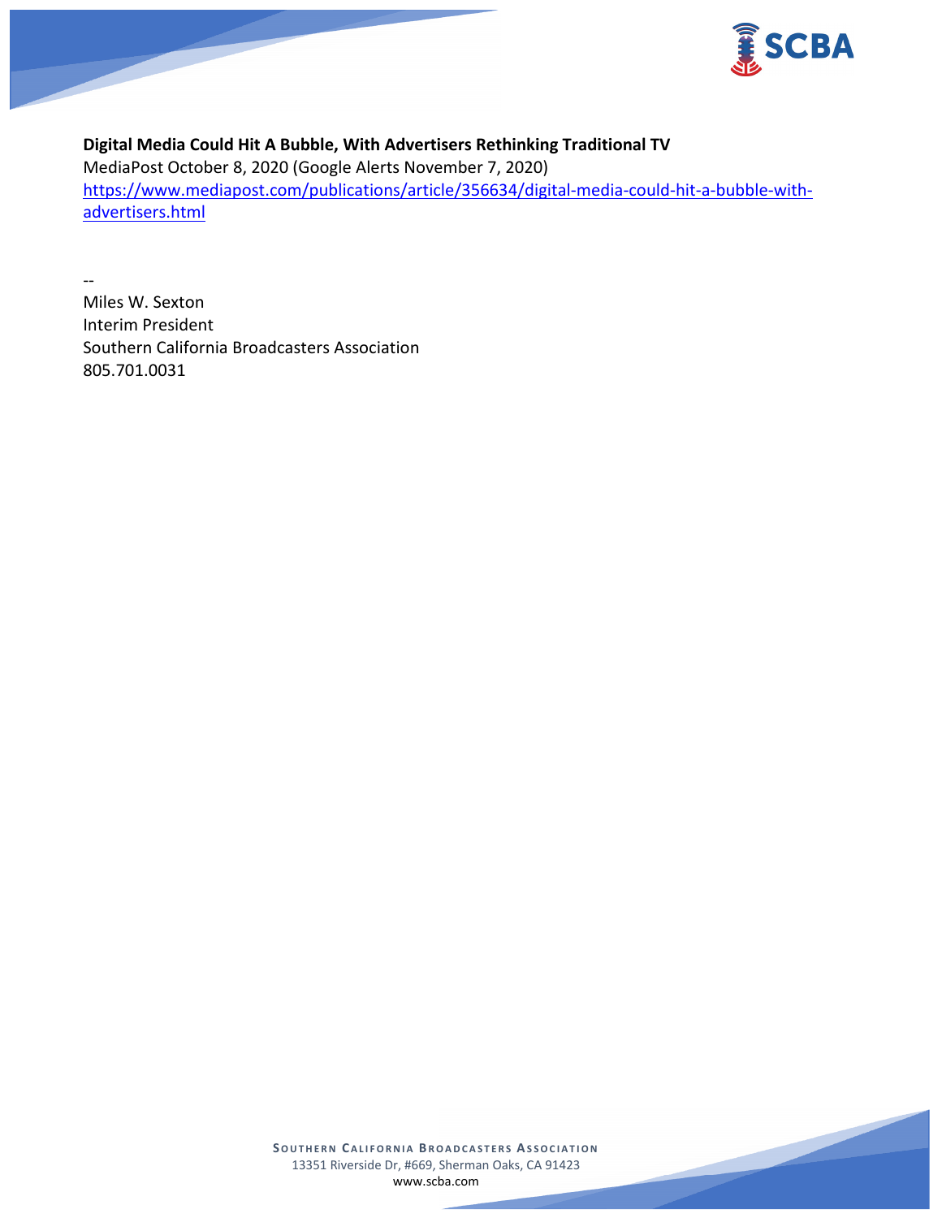**Digital Media Could Hit A Bubble, With Advertisers Rethinking Traditional TV**
MediaPost October 8, 2020 (Google Alerts November 7, 2020)
[https://www.mediapost.com/publications/article/356634/digital-media-could-hit-a-bubble-with-advertisers.html](https://www.mediapost.com/publications/article/356634/digital-media-could-hit-a-bubble-with-advertisers.html)

--
Miles W. Sexton
Interim President
Southern California Broadcasters Association
805.701.0031